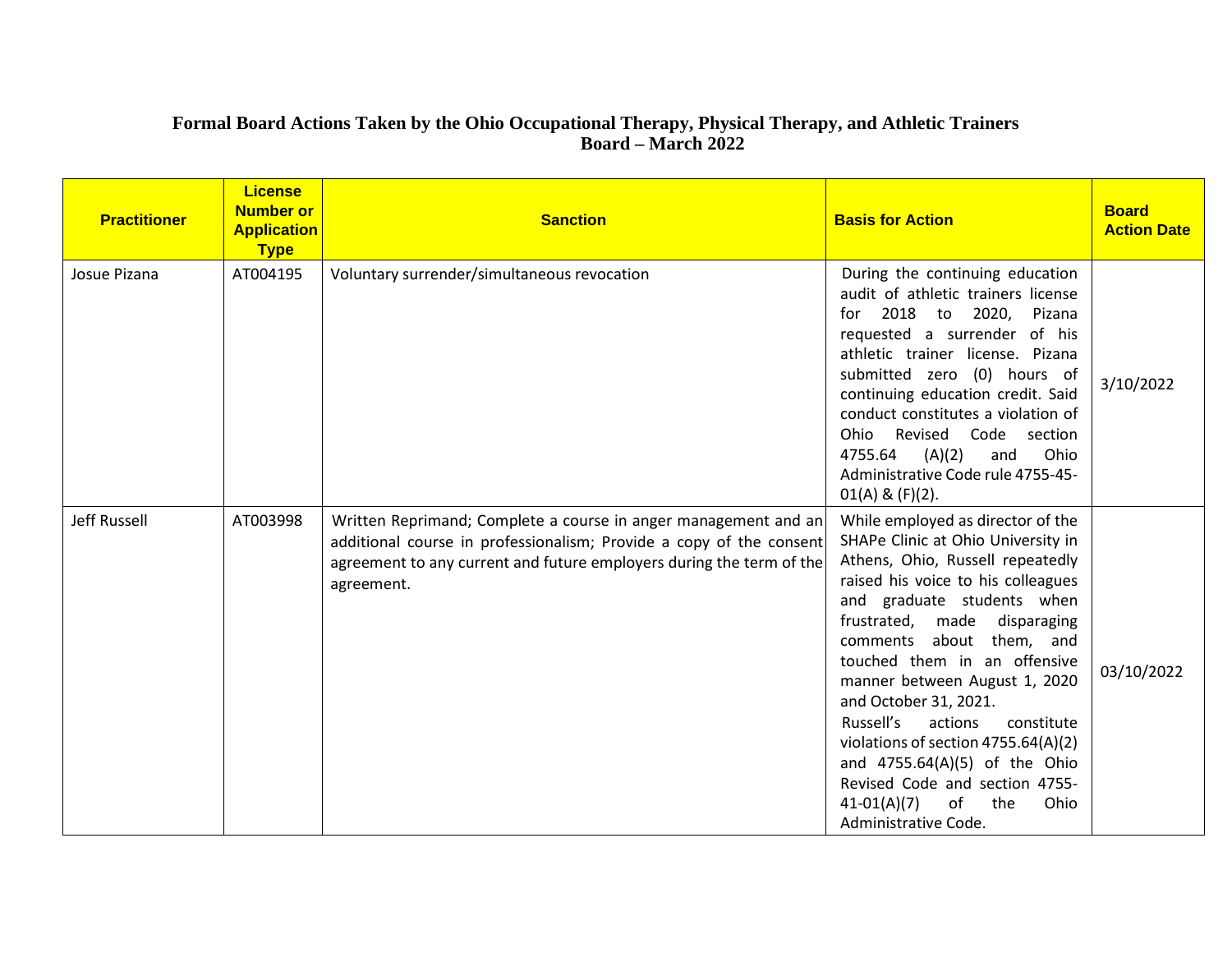# Formal Board Actions Taken by the Ohio Occupational Therapy, Physical Therapy, and Athletic Trainers Board – March 2022

| Practitioner | License Number or Application Type | Sanction | Basis for Action | Board Action Date |
|---|---|---|---|---|
| Josue Pizana | AT004195 | Voluntary surrender/simultaneous revocation | During the continuing education audit of athletic trainers license for 2018 to 2020, Pizana requested a surrender of his athletic trainer license. Pizana submitted zero (0) hours of continuing education credit. Said conduct constitutes a violation of Ohio Revised Code section 4755.64 (A)(2) and Ohio Administrative Code rule 4755-45-01(A) & (F)(2). | 3/10/2022 |
| Jeff Russell | AT003998 | Written Reprimand; Complete a course in anger management and an additional course in professionalism; Provide a copy of the consent agreement to any current and future employers during the term of the agreement. | While employed as director of the SHAPe Clinic at Ohio University in Athens, Ohio, Russell repeatedly raised his voice to his colleagues and graduate students when frustrated, made disparaging comments about them, and touched them in an offensive manner between August 1, 2020 and October 31, 2021. Russell's actions constitute violations of section 4755.64(A)(2) and 4755.64(A)(5) of the Ohio Revised Code and section 4755-41-01(A)(7) of the Ohio Administrative Code. | 03/10/2022 |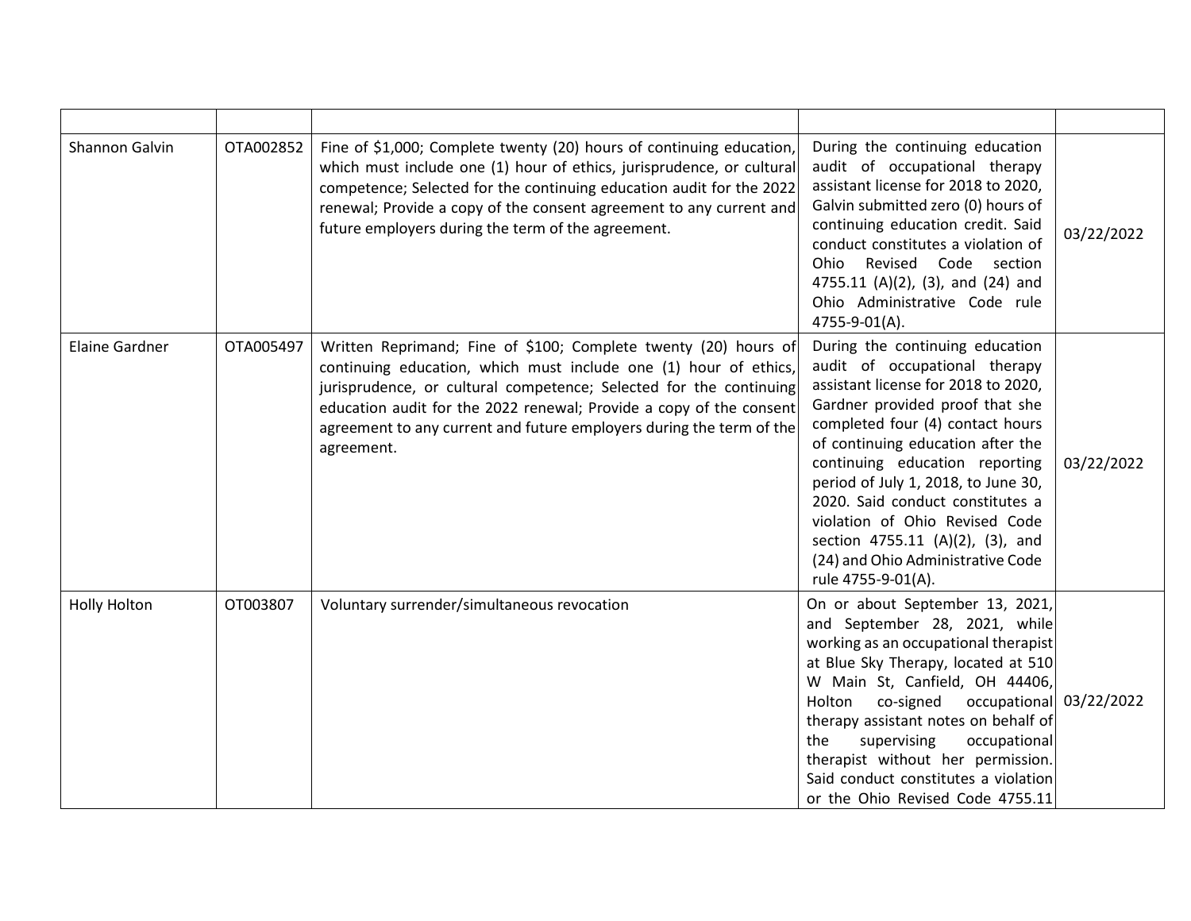| | | | | |
|---|---|---|---|---|
| Shannon Galvin | OTA002852 | Fine of $1,000; Complete twenty (20) hours of continuing education, which must include one (1) hour of ethics, jurisprudence, or cultural competence; Selected for the continuing education audit for the 2022 renewal; Provide a copy of the consent agreement to any current and future employers during the term of the agreement. | During the continuing education audit of occupational therapy assistant license for 2018 to 2020, Galvin submitted zero (0) hours of continuing education credit. Said conduct constitutes a violation of Ohio Revised Code section 4755.11 (A)(2), (3), and (24) and Ohio Administrative Code rule 4755-9-01(A). | 03/22/2022 |
| Elaine Gardner | OTA005497 | Written Reprimand; Fine of $100; Complete twenty (20) hours of continuing education, which must include one (1) hour of ethics, jurisprudence, or cultural competence; Selected for the continuing education audit for the 2022 renewal; Provide a copy of the consent agreement to any current and future employers during the term of the agreement. | During the continuing education audit of occupational therapy assistant license for 2018 to 2020, Gardner provided proof that she completed four (4) contact hours of continuing education after the continuing education reporting period of July 1, 2018, to June 30, 2020. Said conduct constitutes a violation of Ohio Revised Code section 4755.11 (A)(2), (3), and (24) and Ohio Administrative Code rule 4755-9-01(A). | 03/22/2022 |
| Holly Holton | OT003807 | Voluntary surrender/simultaneous revocation | On or about September 13, 2021, and September 28, 2021, while working as an occupational therapist at Blue Sky Therapy, located at 510 W Main St, Canfield, OH 44406, Holton co-signed occupational therapy assistant notes on behalf of the supervising occupational therapist without her permission. Said conduct constitutes a violation or the Ohio Revised Code 4755.11 | 03/22/2022 |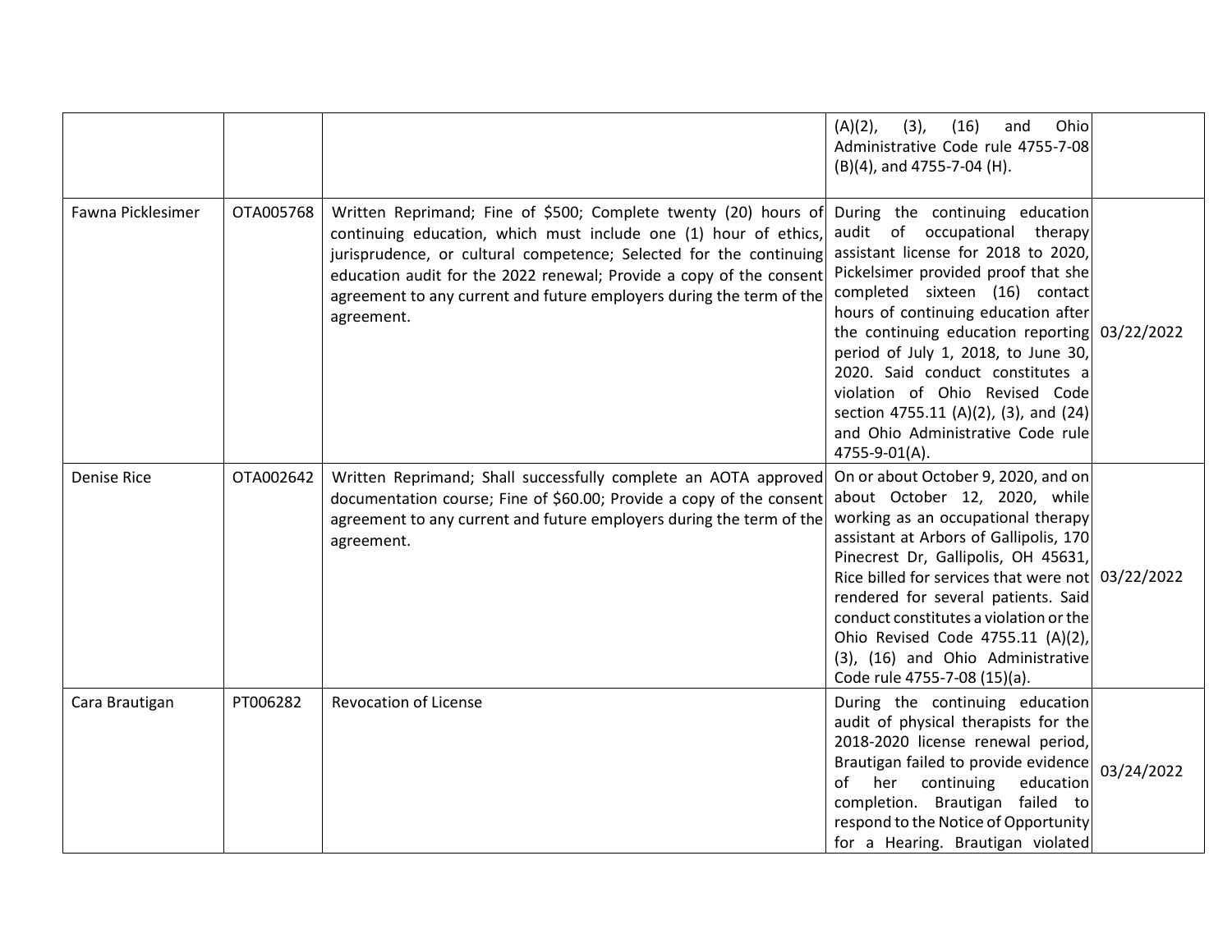| | | | | |
|---|---|---|---|---|
| | | | (A)(2), (3), (16) and Ohio Administrative Code rule 4755-7-08 (B)(4), and 4755-7-04 (H). | |
| Fawna Picklesimer | OTA005768 | Written Reprimand; Fine of $500; Complete twenty (20) hours of continuing education, which must include one (1) hour of ethics, jurisprudence, or cultural competence; Selected for the continuing education audit for the 2022 renewal; Provide a copy of the consent agreement to any current and future employers during the term of the agreement. | During the continuing education audit of occupational therapy assistant license for 2018 to 2020, Pickelsimer provided proof that she completed sixteen (16) contact hours of continuing education after the continuing education reporting period of July 1, 2018, to June 30, 2020. Said conduct constitutes a violation of Ohio Revised Code section 4755.11 (A)(2), (3), and (24) and Ohio Administrative Code rule 4755-9-01(A). | 03/22/2022 |
| Denise Rice | OTA002642 | Written Reprimand; Shall successfully complete an AOTA approved documentation course; Fine of $60.00; Provide a copy of the consent agreement to any current and future employers during the term of the agreement. | On or about October 9, 2020, and on about October 12, 2020, while working as an occupational therapy assistant at Arbors of Gallipolis, 170 Pinecrest Dr, Gallipolis, OH 45631, Rice billed for services that were not rendered for several patients. Said conduct constitutes a violation or the Ohio Revised Code 4755.11 (A)(2), (3), (16) and Ohio Administrative Code rule 4755-7-08 (15)(a). | 03/22/2022 |
| Cara Brautigan | PT006282 | Revocation of License | During the continuing education audit of physical therapists for the 2018-2020 license renewal period, Brautigan failed to provide evidence of her continuing education completion. Brautigan failed to respond to the Notice of Opportunity for a Hearing. Brautigan violated | 03/24/2022 |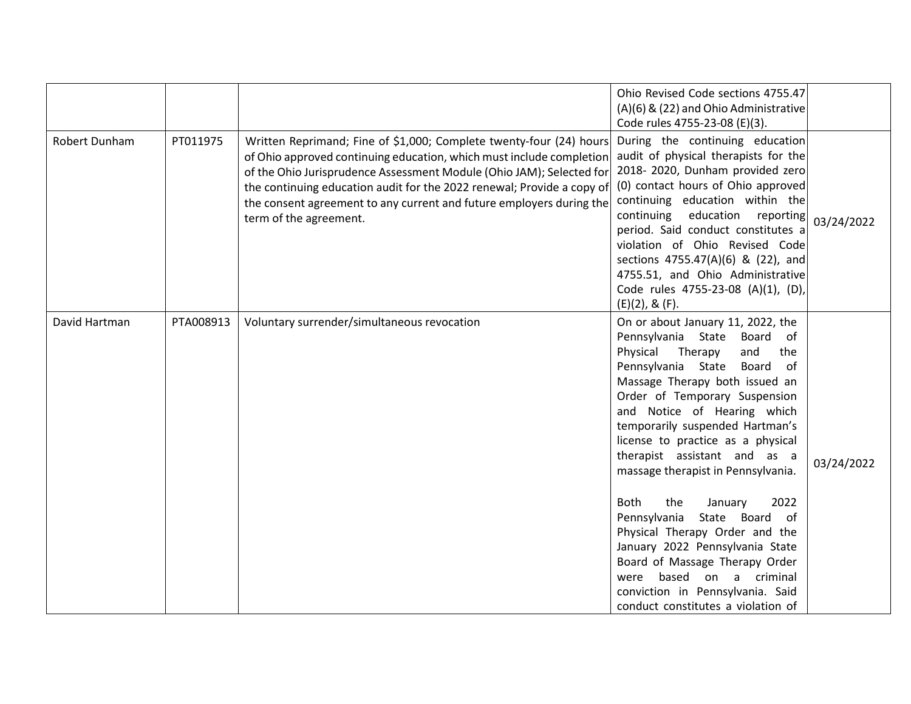| | | | | |
|---|---|---|---|---|
| | | | Ohio Revised Code sections 4755.47 (A)(6) & (22) and Ohio Administrative Code rules 4755-23-08 (E)(3). | |
| Robert Dunham | PT011975 | Written Reprimand; Fine of $1,000; Complete twenty-four (24) hours of Ohio approved continuing education, which must include completion of the Ohio Jurisprudence Assessment Module (Ohio JAM); Selected for the continuing education audit for the 2022 renewal; Provide a copy of the consent agreement to any current and future employers during the term of the agreement. | During the continuing education audit of physical therapists for the 2018- 2020, Dunham provided zero (0) contact hours of Ohio approved continuing education within the continuing education reporting period. Said conduct constitutes a violation of Ohio Revised Code sections 4755.47(A)(6) & (22), and 4755.51, and Ohio Administrative Code rules 4755-23-08 (A)(1), (D), (E)(2), & (F). | 03/24/2022 |
| David Hartman | PTA008913 | Voluntary surrender/simultaneous revocation | On or about January 11, 2022, the Pennsylvania State Board of Physical Therapy and the Pennsylvania State Board of Massage Therapy both issued an Order of Temporary Suspension and Notice of Hearing which temporarily suspended Hartman's license to practice as a physical therapist assistant and as a massage therapist in Pennsylvania.<br><br>Both the January 2022 Pennsylvania State Board of Physical Therapy Order and the January 2022 Pennsylvania State Board of Massage Therapy Order were based on a criminal conviction in Pennsylvania. Said conduct constitutes a violation of | 03/24/2022 |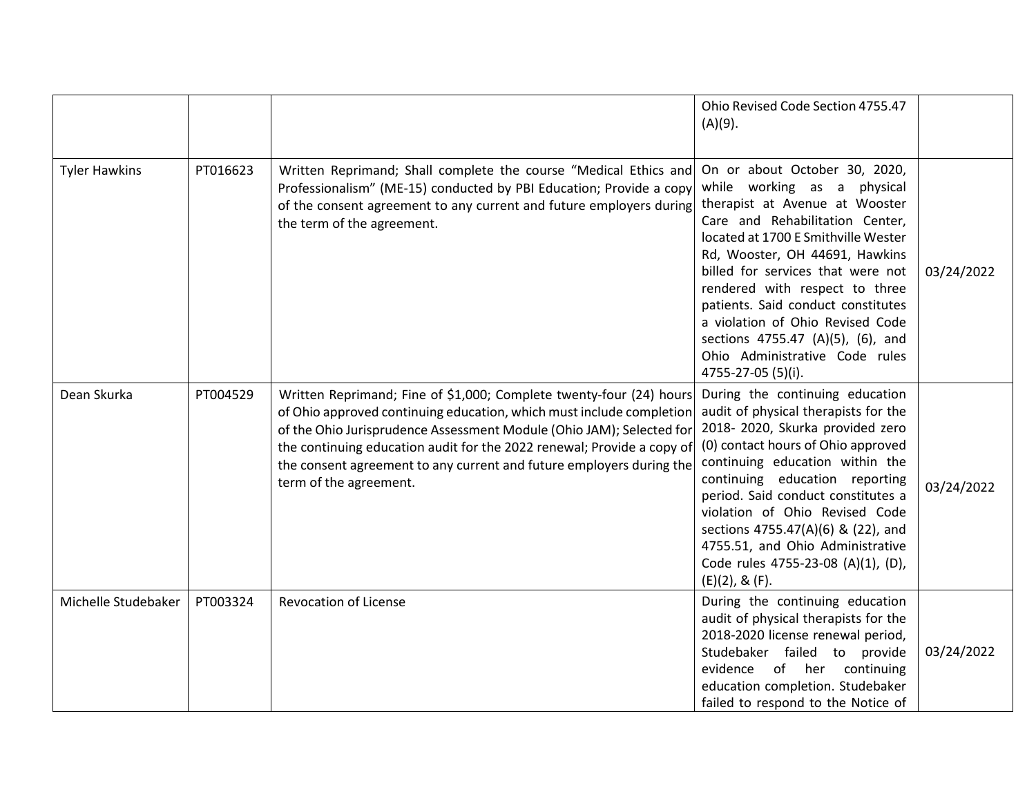| | | | | |
|---|---|---|---|---|
| | | | Ohio Revised Code Section 4755.47 (A)(9). | |
| Tyler Hawkins | PT016623 | Written Reprimand; Shall complete the course "Medical Ethics and Professionalism" (ME-15) conducted by PBI Education; Provide a copy of the consent agreement to any current and future employers during the term of the agreement. | On or about October 30, 2020, while working as a physical therapist at Avenue at Wooster Care and Rehabilitation Center, located at 1700 E Smithville Wester Rd, Wooster, OH 44691, Hawkins billed for services that were not rendered with respect to three patients. Said conduct constitutes a violation of Ohio Revised Code sections 4755.47 (A)(5), (6), and Ohio Administrative Code rules 4755-27-05 (5)(i). | 03/24/2022 |
| Dean Skurka | PT004529 | Written Reprimand; Fine of $1,000; Complete twenty-four (24) hours of Ohio approved continuing education, which must include completion of the Ohio Jurisprudence Assessment Module (Ohio JAM); Selected for the continuing education audit for the 2022 renewal; Provide a copy of the consent agreement to any current and future employers during the term of the agreement. | During the continuing education audit of physical therapists for the 2018- 2020, Skurka provided zero (0) contact hours of Ohio approved continuing education within the continuing education reporting period. Said conduct constitutes a violation of Ohio Revised Code sections 4755.47(A)(6) & (22), and 4755.51, and Ohio Administrative Code rules 4755-23-08 (A)(1), (D), (E)(2), & (F). | 03/24/2022 |
| Michelle Studebaker | PT003324 | Revocation of License | During the continuing education audit of physical therapists for the 2018-2020 license renewal period, Studebaker failed to provide evidence of her continuing education completion. Studebaker failed to respond to the Notice of | 03/24/2022 |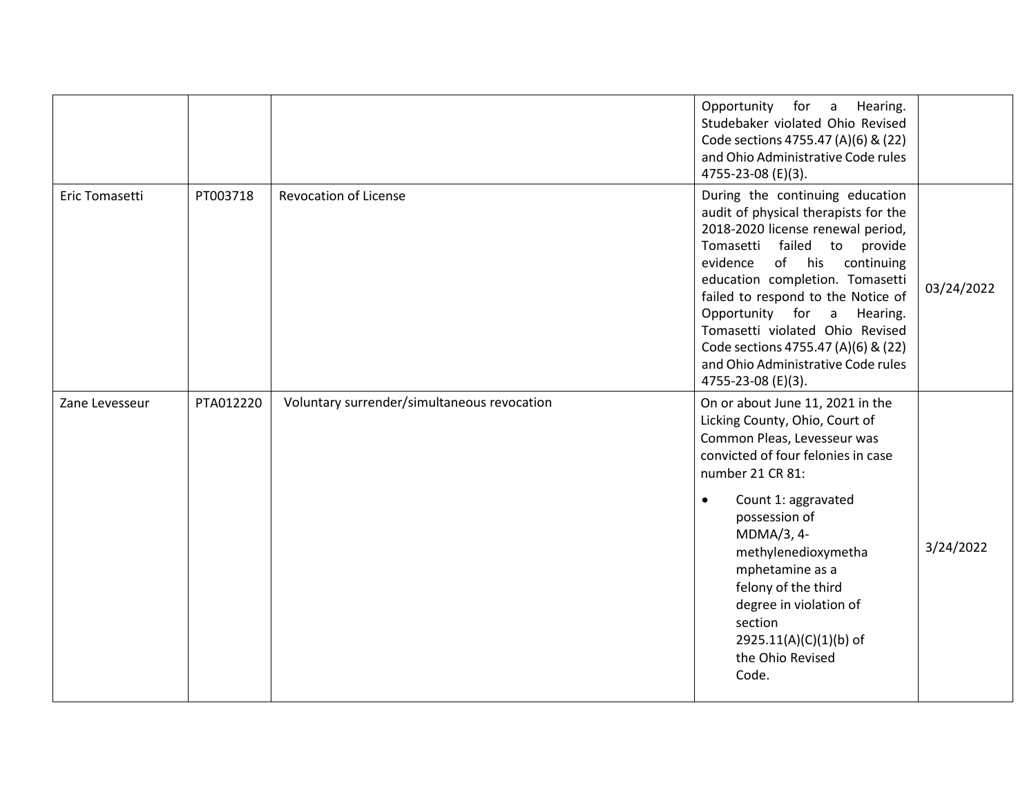| | | | | |
|---|---|---|---|---|
| | | | Opportunity for a Hearing. Studebaker violated Ohio Revised Code sections 4755.47 (A)(6) & (22) and Ohio Administrative Code rules 4755-23-08 (E)(3). | |
| Eric Tomasetti | PT003718 | Revocation of License | During the continuing education audit of physical therapists for the 2018-2020 license renewal period, Tomasetti failed to provide evidence of his continuing education completion. Tomasetti failed to respond to the Notice of Opportunity for a Hearing. Tomasetti violated Ohio Revised Code sections 4755.47 (A)(6) & (22) and Ohio Administrative Code rules 4755-23-08 (E)(3). | 03/24/2022 |
| Zane Levesseur | PTA012220 | Voluntary surrender/simultaneous revocation | On or about June 11, 2021 in the Licking County, Ohio, Court of Common Pleas, Levesseur was convicted of four felonies in case number 21 CR 81:<br><br>• Count 1: aggravated possession of MDMA/3, 4-methylenedioxymethamphetamine as a felony of the third degree in violation of section 2925.11(A)(C)(1)(b) of the Ohio Revised Code. | 3/24/2022 |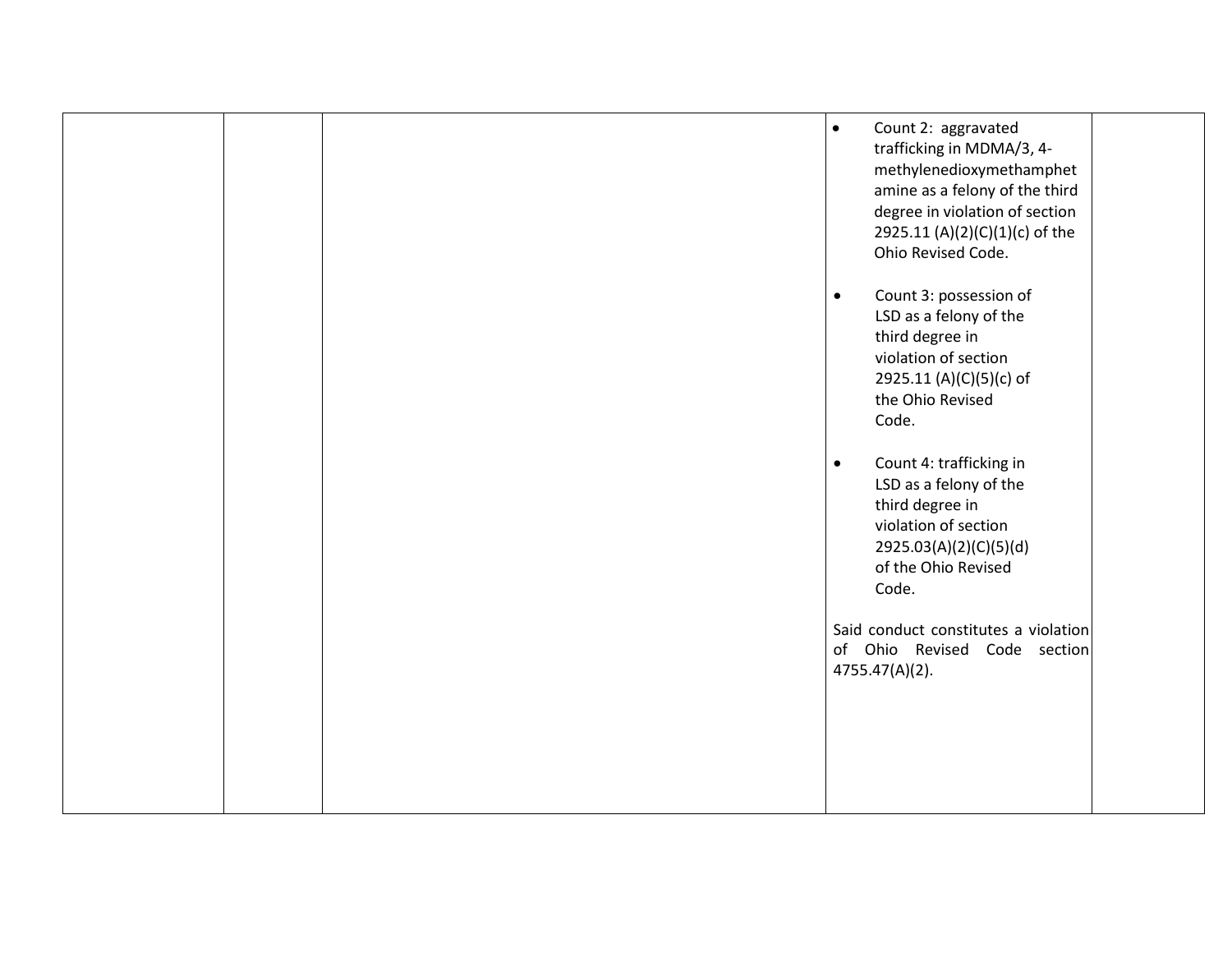| | | | | |
|---|---|---|---|---|
| | | | • Count 2: aggravated trafficking in MDMA/3, 4-methylenedioxymethamphetamine as a felony of the third degree in violation of section 2925.11 (A)(2)(C)(1)(c) of the Ohio Revised Code.<br><br>• Count 3: possession of LSD as a felony of the third degree in violation of section 2925.11 (A)(C)(5)(c) of the Ohio Revised Code.<br><br>• Count 4: trafficking in LSD as a felony of the third degree in violation of section 2925.03(A)(2)(C)(5)(d) of the Ohio Revised Code.<br><br>Said conduct constitutes a violation of Ohio Revised Code section 4755.47(A)(2). | |